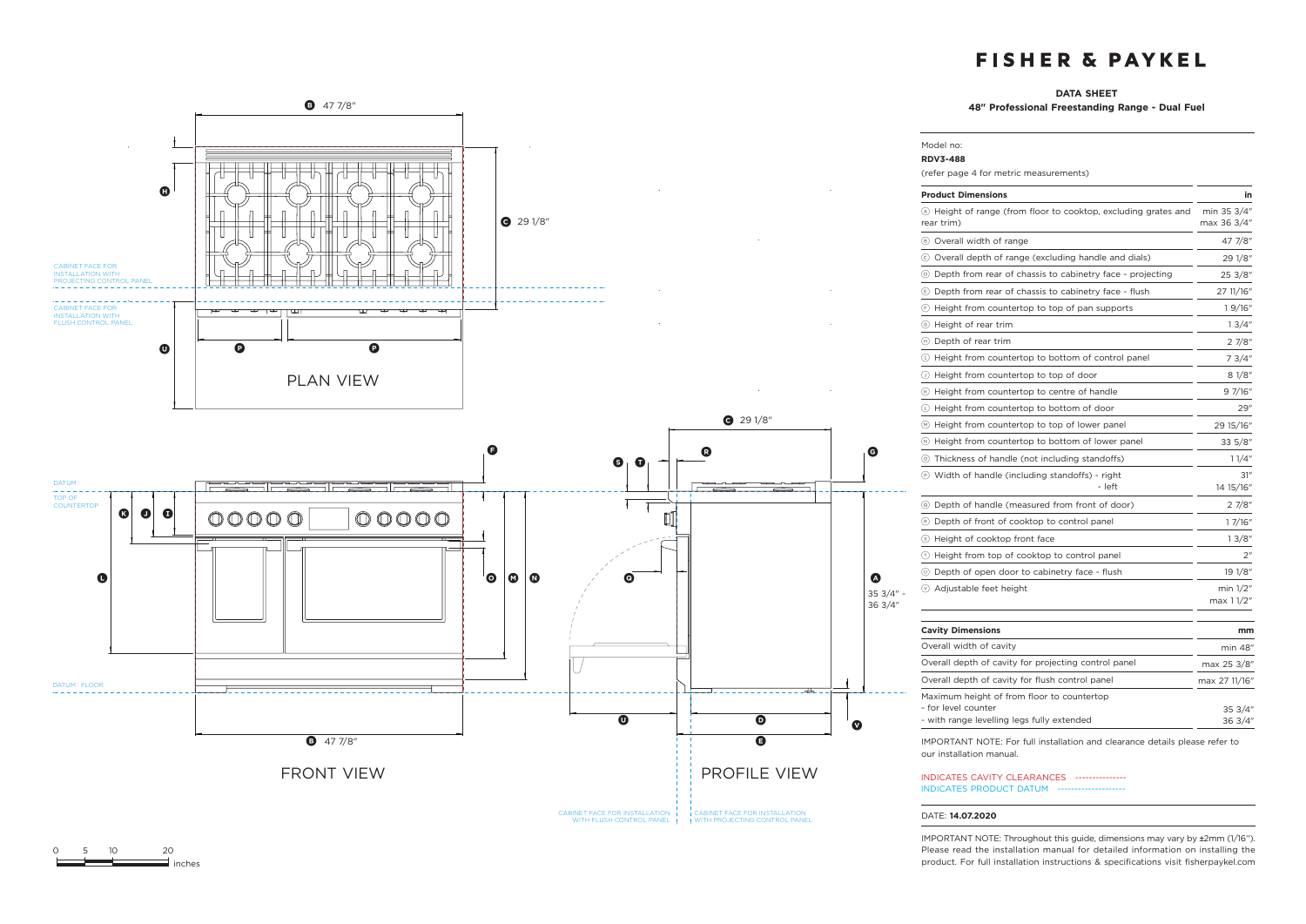# FISHER & PAYKEL

## DATA SHEET

### 48" Professional Freestanding Range - Dual Fuel

Model no:

**RDV3-488**

(refer page 4 for metric measurements)

| Product Dimensions | in |
|---|---|
| Ⓐ Height of range (from floor to cooktop, excluding grates and rear trim) | min 35 3/4" max 36 3/4" |
| Ⓑ Overall width of range | 47 7/8" |
| Ⓒ Overall depth of range (excluding handle and dials) | 29 1/8" |
| Ⓓ Depth from rear of chassis to cabinetry face - projecting | 25 3/8" |
| Ⓔ Depth from rear of chassis to cabinetry face - flush | 27 11/16" |
| Ⓕ Height from countertop to top of pan supports | 1 9/16" |
| Ⓖ Height of rear trim | 1 3/4" |
| Ⓗ Depth of rear trim | 2 7/8" |
| Ⓘ Height from countertop to bottom of control panel | 7 3/4" |
| Ⓙ Height from countertop to top of door | 8 1/8" |
| Ⓚ Height from countertop to centre of handle | 9 7/16" |
| Ⓛ Height from countertop to bottom of door | 29" |
| Ⓜ Height from countertop to top of lower panel | 29 15/16" |
| Ⓝ Height from countertop to bottom of lower panel | 33 5/8" |
| Ⓞ Thickness of handle (not including standoffs) | 1 1/4" |
| Ⓟ Width of handle (including standoffs) - right<br>- left | 31"<br>14 15/16" |
| Ⓠ Depth of handle (measured from front of door) | 2 7/8" |
| Ⓡ Depth of front of cooktop to control panel | 1 7/16" |
| Ⓢ Height of cooktop front face | 1 3/8" |
| Ⓣ Height from top of cooktop to control panel | 2" |
| Ⓤ Depth of open door to cabinetry face - flush | 19 1/8" |
| Ⓥ Adjustable feet height | min 1/2" max 1 1/2" |

| Cavity Dimensions | mm |
|---|---|
| Overall width of cavity | min 48" |
| Overall depth of cavity for projecting control panel | max 25 3/8" |
| Overall depth of cavity for flush control panel | max 27 11/16" |
| Maximum height of from floor to countertop<br>- for level counter<br>- with range levelling legs fully extended | <br>35 3/4"<br>36 3/4" |

IMPORTANT NOTE: For full installation and clearance details please refer to our installation manual.

INDICATES CAVITY CLEARANCES

INDICATES PRODUCT DATUM

DATE: **14.07.2020**

IMPORTANT NOTE: Throughout this guide, dimensions may vary by ±2mm (1/16"). Please read the installation manual for detailed information on installing the product. For full installation instructions & specifications visit fisherpaykel.com

PLAN VIEW

FRONT VIEW

PROFILE VIEW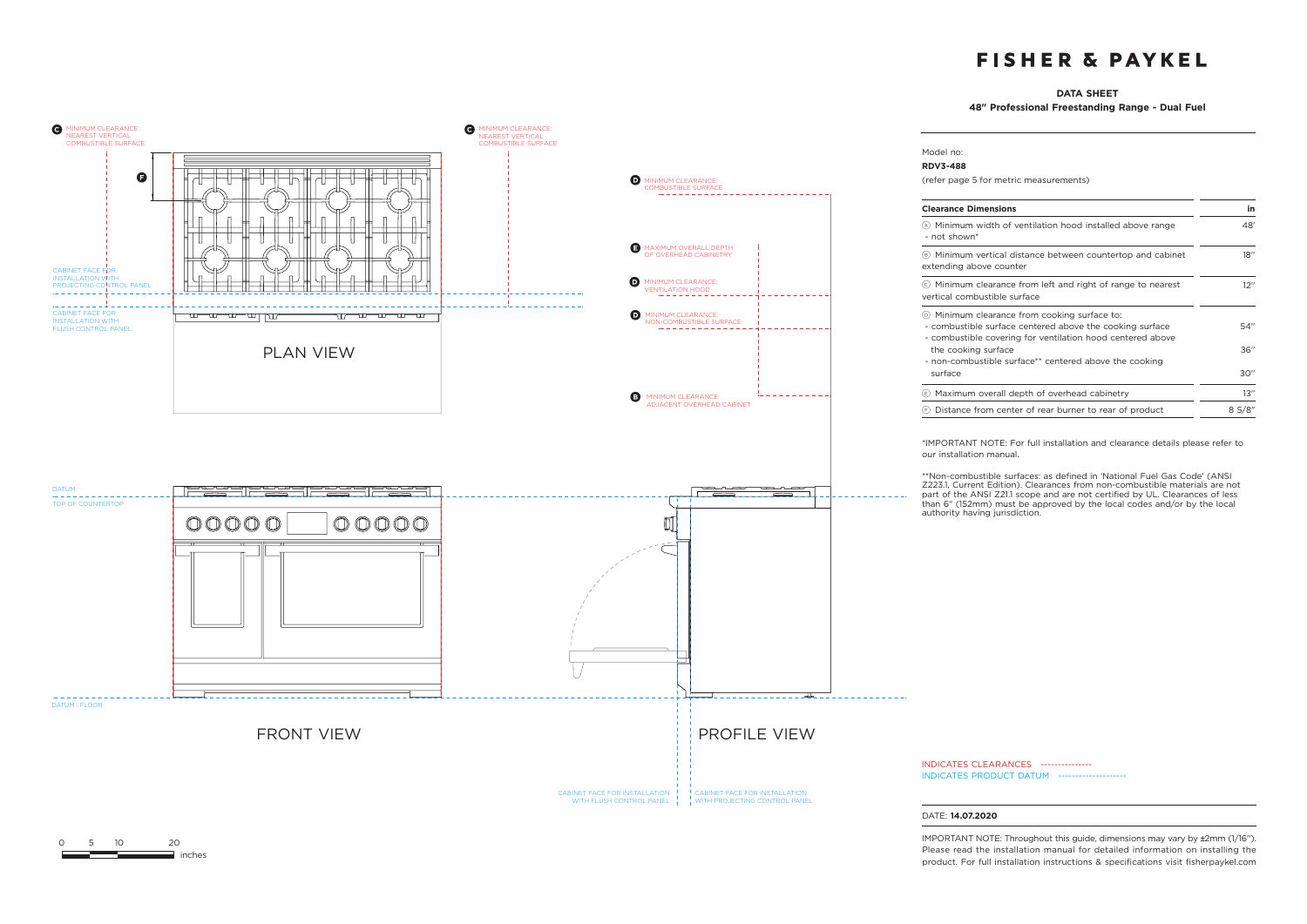# FISHER & PAYKEL

**DATA SHEET**

**48" Professional Freestanding Range - Dual Fuel**

Model no:

**RDV3-488**

(refer page 5 for metric measurements)

| Clearance Dimensions | in |
|---|---|
| (A) Minimum width of ventilation hood installed above range - not shown* | 48' |
| (B) Minimum vertical distance between countertop and cabinet extending above counter | 18" |
| (C) Minimum clearance from left and right of range to nearest vertical combustible surface | 12" |
| (D) Minimum clearance from cooking surface to: | |
| - combustible surface centered above the cooking surface | 54" |
| - combustible covering for ventilation hood centered above the cooking surface | 36" |
| - non-combustible surface** centered above the cooking surface | 30" |
| (E) Maximum overall depth of overhead cabinetry | 13" |
| (F) Distance from center of rear burner to rear of product | 8 5/8" |

*IMPORTANT NOTE: For full installation and clearance details please refer to our installation manual.

**Non-combustible surfaces: as defined in 'National Fuel Gas Code' (ANSI Z223.1, Current Edition). Clearances from non-combustible materials are not part of the ANSI Z21.1 scope and are not certified by UL. Clearances of less than 6" (152mm) must be approved by the local codes and/or by the local authority having jurisdiction.

C MINIMUM CLEARANCE: NEAREST VERTICAL COMBUSTIBLE SURFACE

F

CABINET FACE FOR INSTALLATION WITH PROJECTING CONTROL PANEL

CABINET FACE FOR INSTALLATION WITH FLUSH CONTROL PANEL

PLAN VIEW

D MINIMUM CLEARANCE: COMBUSTIBLE SURFACE

E MAXIMUM OVERALL DEPTH OF OVERHEAD CABINETRY

D MINIMUM CLEARANCE: VENTILATION HOOD

D MINIMUM CLEARANCE: NON-COMBUSTIBLE SURFACE

B MINIMUM CLEARANCE: ADJACENT OVERHEAD CABINET

DATUM : TOP OF COUNTERTOP

DATUM : FLOOR

FRONT VIEW

PROFILE VIEW

CABINET FACE FOR INSTALLATION WITH FLUSH CONTROL PANEL

CABINET FACE FOR INSTALLATION WITH PROJECTING CONTROL PANEL

0 5 10 20 inches

INDICATES CLEARANCES

INDICATES PRODUCT DATUM

DATE: **14.07.2020**

IMPORTANT NOTE: Throughout this guide, dimensions may vary by ±2mm (1/16"). Please read the installation manual for detailed information on installing the product. For full installation instructions & specifications visit fisherpaykel.com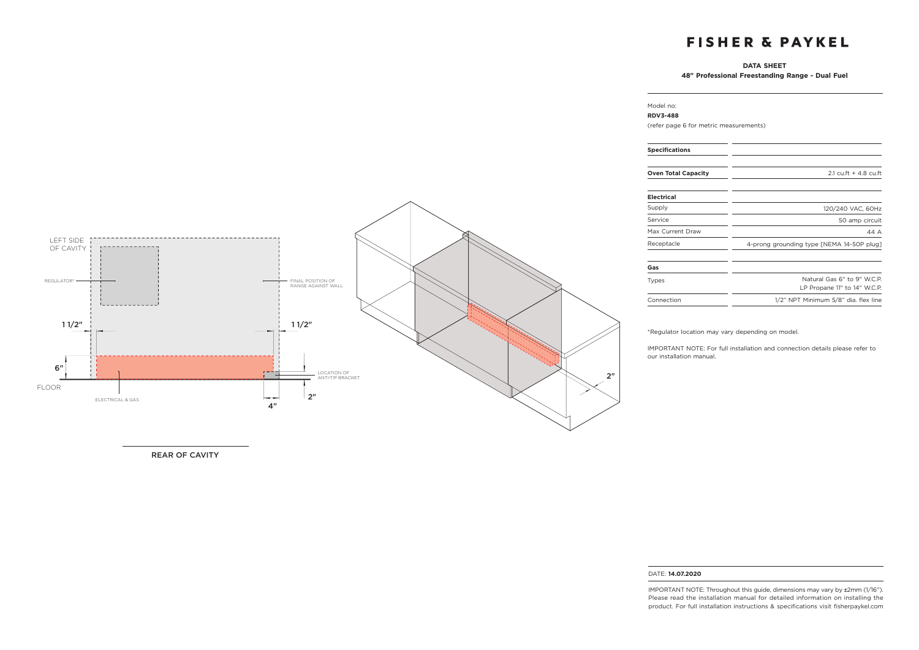# FISHER & PAYKEL

**DATA SHEET**

**48" Professional Freestanding Range - Dual Fuel**

Model no:

**RDV3-488**

(refer page 6 for metric measurements)

| **Specifications** | |
|---|---|
| **Oven Total Capacity** | 2.1 cu.ft + 4.8 cu.ft |
| **Electrical** | |
| Supply | 120/240 VAC, 60Hz |
| Service | 50 amp circuit |
| Max Current Draw | 44 A |
| Receptacle | 4-prong grounding type [NEMA 14-50P plug] |
| **Gas** | |
| Types | Natural Gas 6" to 9" W.C.P.<br>LP Propane 11" to 14" W.C.P. |
| Connection | 1/2" NPT Minimum 5/8" dia. flex line |

*Regulator location may vary depending on model.

IMPORTANT NOTE: For full installation and connection details please refer to our installation manual.

LEFT SIDE OF CAVITY

REGULATOR*

FINAL POSITION OF RANGE AGAINST WALL

1 1/2"

1 1/2"

6"

FLOOR

LOCATION OF ANTI-TIP BRACKET

ELECTRICAL & GAS

4"

2"

2"

REAR OF CAVITY

DATE: **14.07.2020**

IMPORTANT NOTE: Throughout this guide, dimensions may vary by ±2mm (1/16"). Please read the installation manual for detailed information on installing the product. For full installation instructions & specifications visit fisherpaykel.com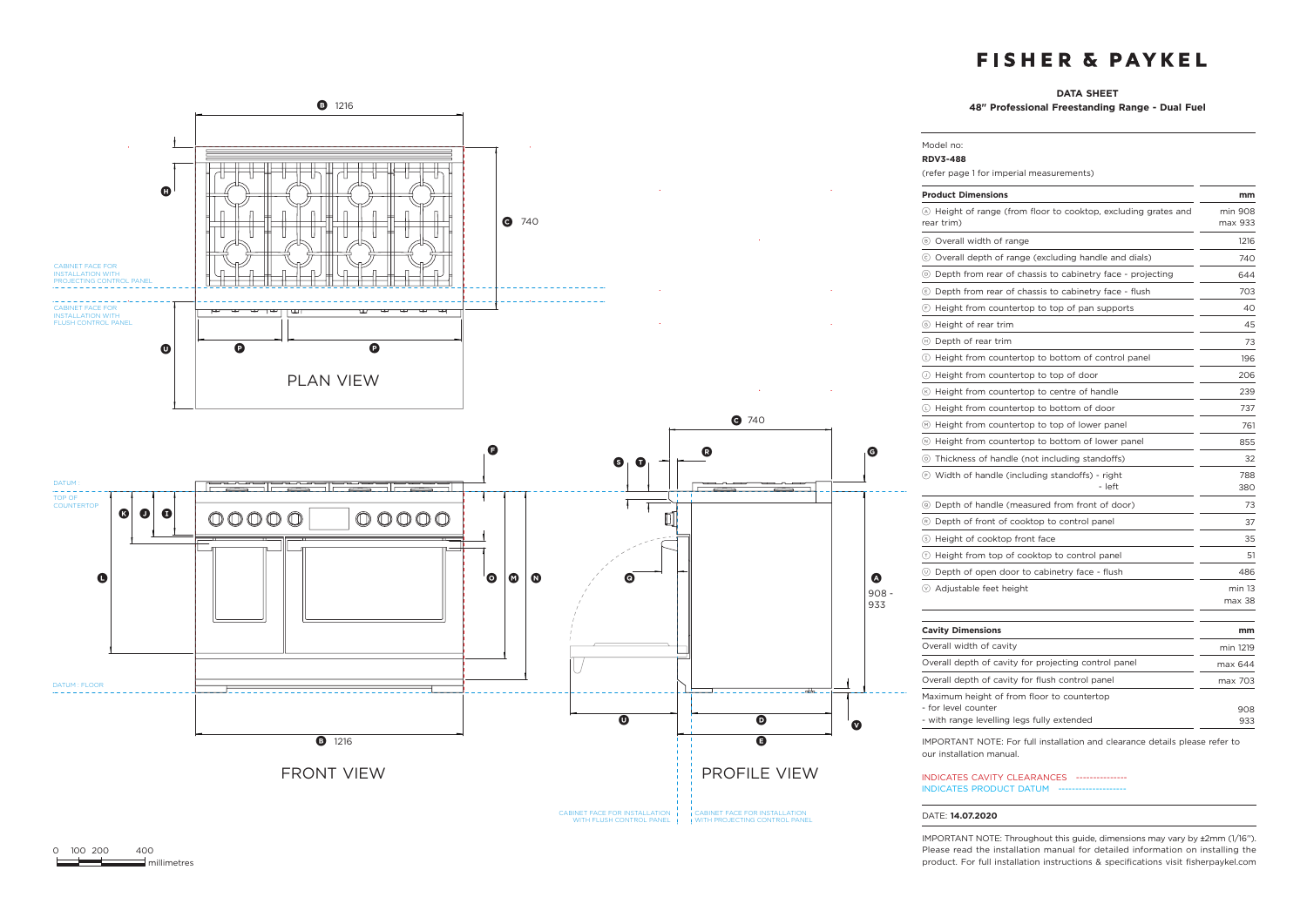# FISHER & PAYKEL

**DATA SHEET**
**48" Professional Freestanding Range - Dual Fuel**

Model no:
**RDV3-488**
(refer page 1 for imperial measurements)

| Product Dimensions | mm |
|---|---|
| (A) Height of range (from floor to cooktop, excluding grates and rear trim) | min 908 max 933 |
| (B) Overall width of range | 1216 |
| (C) Overall depth of range (excluding handle and dials) | 740 |
| (D) Depth from rear of chassis to cabinetry face - projecting | 644 |
| (E) Depth from rear of chassis to cabinetry face - flush | 703 |
| (F) Height from countertop to top of pan supports | 40 |
| (G) Height of rear trim | 45 |
| (H) Depth of rear trim | 73 |
| (I) Height from countertop to bottom of control panel | 196 |
| (J) Height from countertop to top of door | 206 |
| (K) Height from countertop to centre of handle | 239 |
| (L) Height from countertop to bottom of door | 737 |
| (M) Height from countertop to top of lower panel | 761 |
| (N) Height from countertop to bottom of lower panel | 855 |
| (O) Thickness of handle (not including standoffs) | 32 |
| (P) Width of handle (including standoffs) - right | 788 |
| - left | 380 |
| (Q) Depth of handle (measured from front of door) | 73 |
| (R) Depth of front of cooktop to control panel | 37 |
| (S) Height of cooktop front face | 35 |
| (T) Height from top of cooktop to control panel | 51 |
| (U) Depth of open door to cabinetry face - flush | 486 |
| (V) Adjustable feet height | min 13 max 38 |

| Cavity Dimensions | mm |
|---|---|
| Overall width of cavity | min 1219 |
| Overall depth of cavity for projecting control panel | max 644 |
| Overall depth of cavity for flush control panel | max 703 |
| Maximum height of from floor to countertop | |
| - for level counter | 908 |
| - with range levelling legs fully extended | 933 |

IMPORTANT NOTE: For full installation and clearance details please refer to our installation manual.

INDICATES CAVITY CLEARANCES
INDICATES PRODUCT DATUM

DATE: **14.07.2020**

IMPORTANT NOTE: Throughout this guide, dimensions may vary by ±2mm (1/16"). Please read the installation manual for detailed information on installing the product. For full installation instructions & specifications visit fisherpaykel.com

PLAN VIEW

FRONT VIEW

PROFILE VIEW

CABINET FACE FOR INSTALLATION WITH PROJECTING CONTROL PANEL

CABINET FACE FOR INSTALLATION WITH FLUSH CONTROL PANEL

DATUM

TOP OF COUNTERTOP

DATUM : FLOOR

(B) 1216

(C) 740

(A) 908 - 933

0 100 200 400 millimetres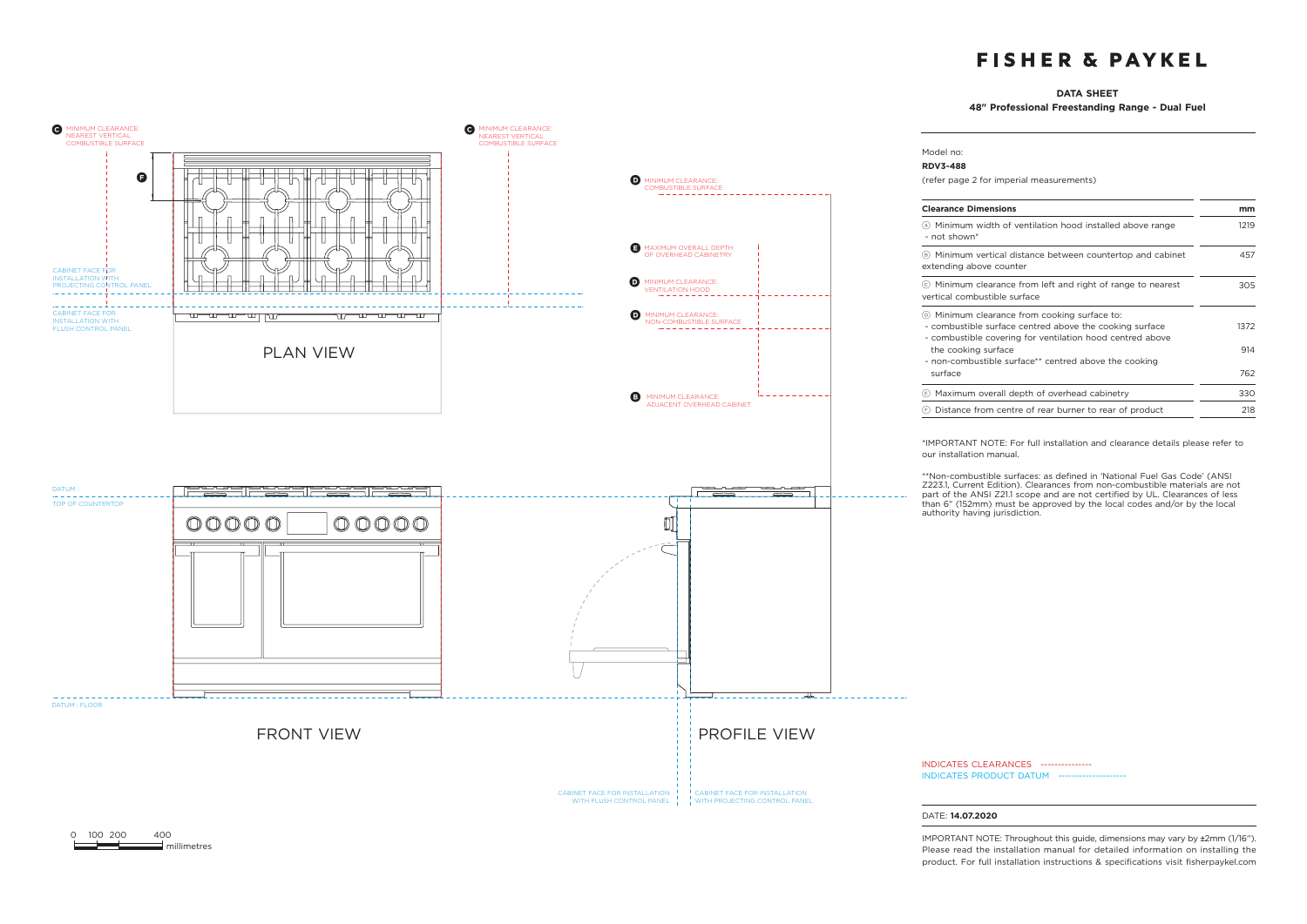# FISHER & PAYKEL

**DATA SHEET**

**48" Professional Freestanding Range - Dual Fuel**

Model no:

**RDV3-488**

(refer page 2 for imperial measurements)

| Clearance Dimensions | mm |
|---|---|
| Ⓐ Minimum width of ventilation hood installed above range - not shown* | 1219 |
| Ⓑ Minimum vertical distance between countertop and cabinet extending above counter | 457 |
| Ⓒ Minimum clearance from left and right of range to nearest vertical combustible surface | 305 |
| Ⓓ Minimum clearance from cooking surface to: | |
| - combustible surface centred above the cooking surface | 1372 |
| - combustible covering for ventilation hood centred above the cooking surface | 914 |
| - non-combustible surface** centred above the cooking surface | 762 |
| Ⓔ Maximum overall depth of overhead cabinetry | 330 |
| Ⓕ Distance from centre of rear burner to rear of product | 218 |

*IMPORTANT NOTE: For full installation and clearance details please refer to our installation manual.

**Non-combustible surfaces: as defined in 'National Fuel Gas Code' (ANSI Z223.1, Current Edition). Clearances from non-combustible materials are not part of the ANSI Z21.1 scope and are not certified by UL. Clearances of less than 6" (152mm) must be approved by the local codes and/or by the local authority having jurisdiction.

C MINIMUM CLEARANCE: NEAREST VERTICAL COMBUSTIBLE SURFACE

F

CABINET FACE FOR INSTALLATION WITH PROJECTING CONTROL PANEL

CABINET FACE FOR INSTALLATION WITH FLUSH CONTROL PANEL

PLAN VIEW

D MINIMUM CLEARANCE: COMBUSTIBLE SURFACE

E MAXIMUM OVERALL DEPTH OF OVERHEAD CABINETRY

D MINIMUM CLEARANCE: VENTILATION HOOD

D MINIMUM CLEARANCE: NON-COMBUSTIBLE SURFACE

B MINIMUM CLEARANCE: ADJACENT OVERHEAD CABINET

DATUM : TOP OF COUNTERTOP

DATUM : FLOOR

FRONT VIEW

PROFILE VIEW

CABINET FACE FOR INSTALLATION WITH FLUSH CONTROL PANEL

CABINET FACE FOR INSTALLATION WITH PROJECTING CONTROL PANEL

0 100 200 400 millimetres

INDICATES CLEARANCES

INDICATES PRODUCT DATUM

DATE: **14.07.2020**

IMPORTANT NOTE: Throughout this guide, dimensions may vary by ±2mm (1/16"). Please read the installation manual for detailed information on installing the product. For full installation instructions & specifications visit fisherpaykel.com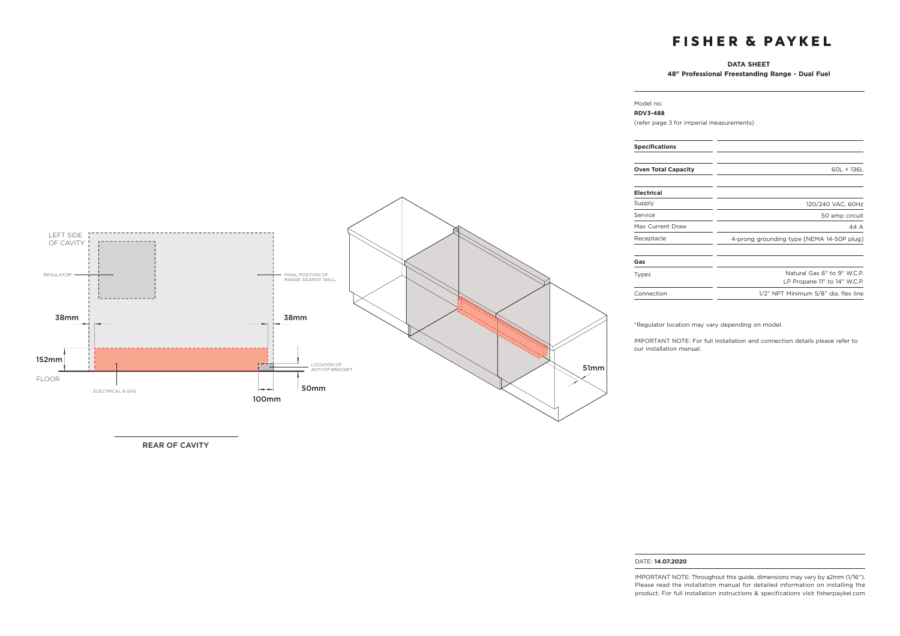# FISHER & PAYKEL

**DATA SHEET**
**48" Professional Freestanding Range - Dual Fuel**

Model no:
**RDV3-488**
(refer page 3 for imperial measurements)

| **Specifications** | |
|---|---|
| **Oven Total Capacity** | 60L + 136L |
| **Electrical** | |
| Supply | 120/240 VAC, 60Hz |
| Service | 50 amp circuit |
| Max Current Draw | 44 A |
| Receptacle | 4-prong grounding type [NEMA 14-50P plug] |
| **Gas** | |
| Types | Natural Gas 6" to 9" W.C.P. LP Propane 11" to 14" W.C.P. |
| Connection | 1/2" NPT Minimum 5/8" dia. flex line |

*Regulator location may vary depending on model.

IMPORTANT NOTE: For full installation and connection details please refer to our installation manual.

LEFT SIDE OF CAVITY
REGULATOR*
FINAL POSITION OF RANGE AGAINST WALL
38mm
38mm
152mm
FLOOR
LOCATION OF ANTI-TIP BRACKET
ELECTRICAL & GAS
50mm
100mm
51mm

REAR OF CAVITY

DATE: **14.07.2020**

IMPORTANT NOTE: Throughout this guide, dimensions may vary by ±2mm (1/16"). Please read the installation manual for detailed information on installing the product. For full installation instructions & specifications visit fisherpaykel.com